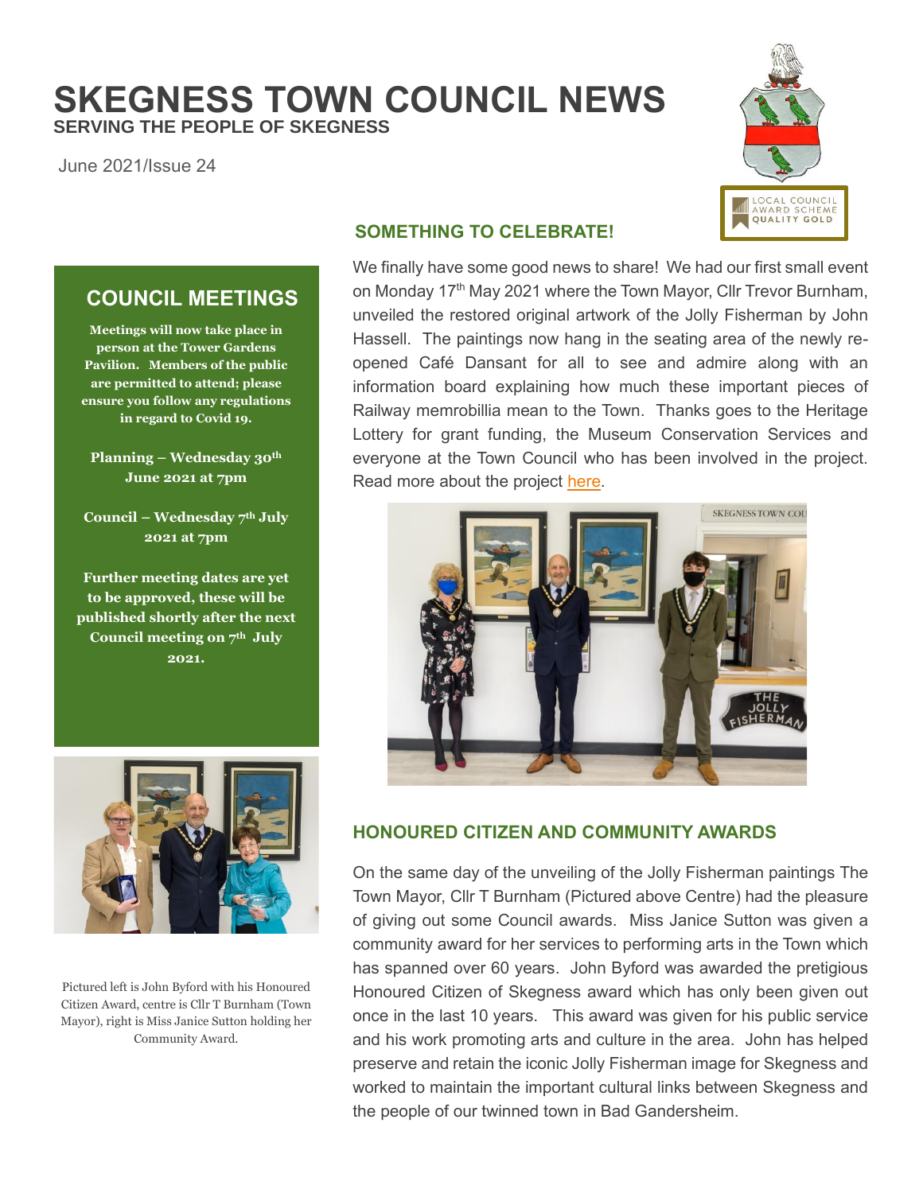# SKEGNESS TOWN COUNCIL NEWS

**SERVING THE PEOPLE OF SKEGNESS**

June 2021/Issue 24

## COUNCIL MEETINGS

**Meetings will now take place in person at the Tower Gardens Pavilion. Members of the public are permitted to attend; please ensure you follow any regulations in regard to Covid 19.**

**Planning – Wednesday 30th June 2021 at 7pm**

**Council – Wednesday 7th July 2021 at 7pm**

**Further meeting dates are yet to be approved, these will be published shortly after the next Council meeting on 7th July 2021.**

Pictured left is John Byford with his Honoured Citizen Award, centre is Cllr T Burnham (Town Mayor), right is Miss Janice Sutton holding her Community Award.

## SOMETHING TO CELEBRATE!

We finally have some good news to share! We had our first small event on Monday 17th May 2021 where the Town Mayor, Cllr Trevor Burnham, unveiled the restored original artwork of the Jolly Fisherman by John Hassell. The paintings now hang in the seating area of the newly re-opened Café Dansant for all to see and admire along with an information board explaining how much these important pieces of Railway memrobillia mean to the Town. Thanks goes to the Heritage Lottery for grant funding, the Museum Conservation Services and everyone at the Town Council who has been involved in the project. Read more about the project here.

## HONOURED CITIZEN AND COMMUNITY AWARDS

On the same day of the unveiling of the Jolly Fisherman paintings The Town Mayor, Cllr T Burnham (Pictured above Centre) had the pleasure of giving out some Council awards. Miss Janice Sutton was given a community award for her services to performing arts in the Town which has spanned over 60 years. John Byford was awarded the pretigious Honoured Citizen of Skegness award which has only been given out once in the last 10 years. This award was given for his public service and his work promoting arts and culture in the area. John has helped preserve and retain the iconic Jolly Fisherman image for Skegness and worked to maintain the important cultural links between Skegness and the people of our twinned town in Bad Gandersheim.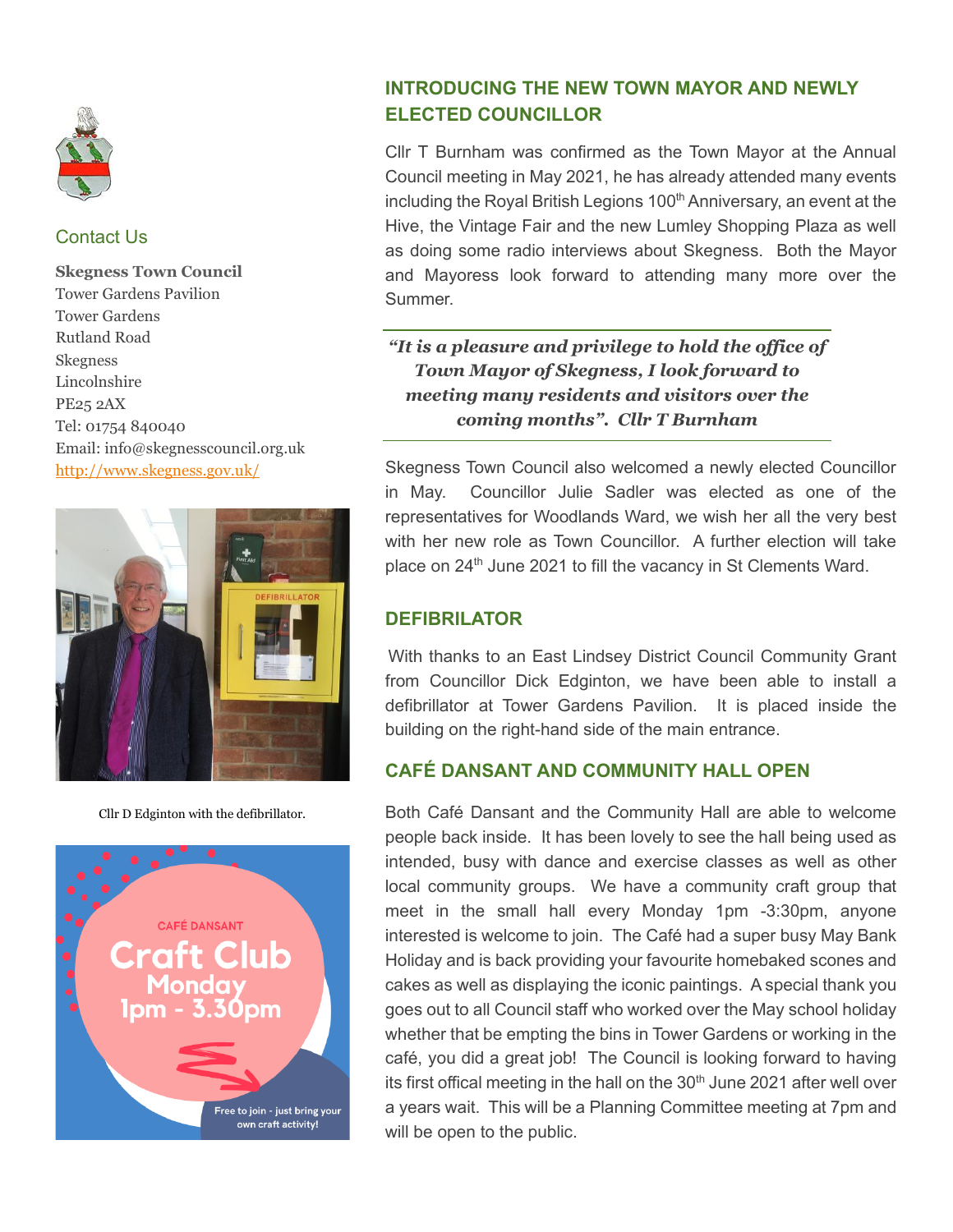## Contact Us

**Skegness Town Council**
Tower Gardens Pavilion
Tower Gardens
Rutland Road
Skegness
Lincolnshire
PE25 2AX
Tel: 01754 840040
Email: info@skegnesscouncil.org.uk
http://www.skegness.gov.uk/

Cllr D Edginton with the defibrillator.

CAFÉ DANSANT
Craft Club
Monday
1pm - 3.30pm
Free to join - just bring your own craft activity!

## INTRODUCING THE NEW TOWN MAYOR AND NEWLY ELECTED COUNCILLOR

Cllr T Burnham was confirmed as the Town Mayor at the Annual Council meeting in May 2021, he has already attended many events including the Royal British Legions 100th Anniversary, an event at the Hive, the Vintage Fair and the new Lumley Shopping Plaza as well as doing some radio interviews about Skegness. Both the Mayor and Mayoress look forward to attending many more over the Summer.

***"It is a pleasure and privilege to hold the office of Town Mayor of Skegness, I look forward to meeting many residents and visitors over the coming months". Cllr T Burnham***

Skegness Town Council also welcomed a newly elected Councillor in May. Councillor Julie Sadler was elected as one of the representatives for Woodlands Ward, we wish her all the very best with her new role as Town Councillor. A further election will take place on 24th June 2021 to fill the vacancy in St Clements Ward.

## DEFIBRILATOR

With thanks to an East Lindsey District Council Community Grant from Councillor Dick Edginton, we have been able to install a defibrillator at Tower Gardens Pavilion. It is placed inside the building on the right-hand side of the main entrance.

## CAFÉ DANSANT AND COMMUNITY HALL OPEN

Both Café Dansant and the Community Hall are able to welcome people back inside. It has been lovely to see the hall being used as intended, busy with dance and exercise classes as well as other local community groups. We have a community craft group that meet in the small hall every Monday 1pm -3:30pm, anyone interested is welcome to join. The Café had a super busy May Bank Holiday and is back providing your favourite homebaked scones and cakes as well as displaying the iconic paintings. A special thank you goes out to all Council staff who worked over the May school holiday whether that be empting the bins in Tower Gardens or working in the café, you did a great job! The Council is looking forward to having its first offical meeting in the hall on the 30th June 2021 after well over a years wait. This will be a Planning Committee meeting at 7pm and will be open to the public.